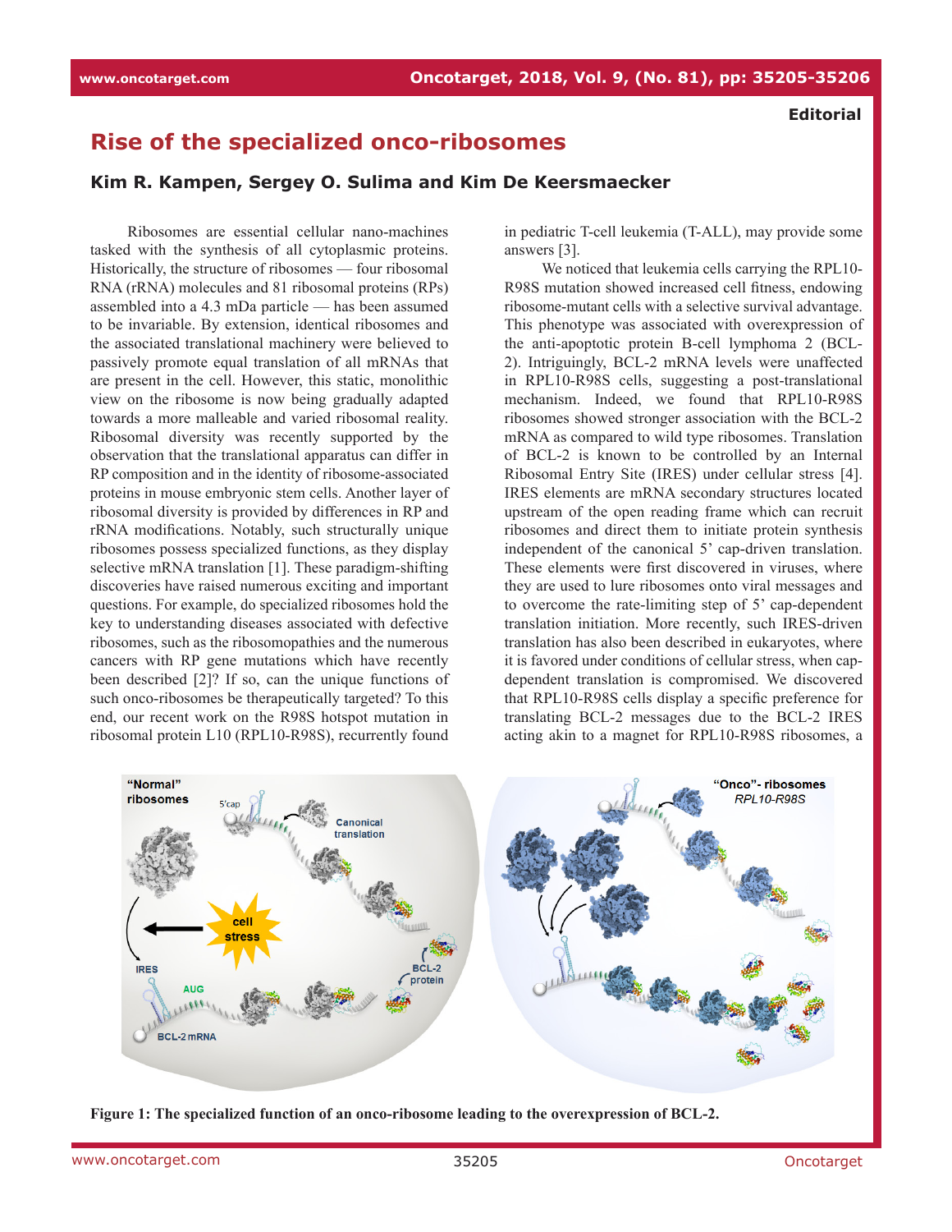Editorial

# Rise of the specialized onco-ribosomes

**Kim R. Kampen, Sergey O. Sulima and Kim De Keersmaecker**

Ribosomes are essential cellular nano-machines tasked with the synthesis of all cytoplasmic proteins. Historically, the structure of ribosomes — four ribosomal RNA (rRNA) molecules and 81 ribosomal proteins (RPs) assembled into a 4.3 mDa particle — has been assumed to be invariable. By extension, identical ribosomes and the associated translational machinery were believed to passively promote equal translation of all mRNAs that are present in the cell. However, this static, monolithic view on the ribosome is now being gradually adapted towards a more malleable and varied ribosomal reality. Ribosomal diversity was recently supported by the observation that the translational apparatus can differ in RP composition and in the identity of ribosome-associated proteins in mouse embryonic stem cells. Another layer of ribosomal diversity is provided by differences in RP and rRNA modifications. Notably, such structurally unique ribosomes possess specialized functions, as they display selective mRNA translation [1]. These paradigm-shifting discoveries have raised numerous exciting and important questions. For example, do specialized ribosomes hold the key to understanding diseases associated with defective ribosomes, such as the ribosomopathies and the numerous cancers with RP gene mutations which have recently been described [2]? If so, can the unique functions of such onco-ribosomes be therapeutically targeted? To this end, our recent work on the R98S hotspot mutation in ribosomal protein L10 (RPL10-R98S), recurrently found in pediatric T-cell leukemia (T-ALL), may provide some answers [3].

We noticed that leukemia cells carrying the RPL10-R98S mutation showed increased cell fitness, endowing ribosome-mutant cells with a selective survival advantage. This phenotype was associated with overexpression of the anti-apoptotic protein B-cell lymphoma 2 (BCL-2). Intriguingly, BCL-2 mRNA levels were unaffected in RPL10-R98S cells, suggesting a post-translational mechanism. Indeed, we found that RPL10-R98S ribosomes showed stronger association with the BCL-2 mRNA as compared to wild type ribosomes. Translation of BCL-2 is known to be controlled by an Internal Ribosomal Entry Site (IRES) under cellular stress [4]. IRES elements are mRNA secondary structures located upstream of the open reading frame which can recruit ribosomes and direct them to initiate protein synthesis independent of the canonical 5' cap-driven translation. These elements were first discovered in viruses, where they are used to lure ribosomes onto viral messages and to overcome the rate-limiting step of 5' cap-dependent translation initiation. More recently, such IRES-driven translation has also been described in eukaryotes, where it is favored under conditions of cellular stress, when cap-dependent translation is compromised. We discovered that RPL10-R98S cells display a specific preference for translating BCL-2 messages due to the BCL-2 IRES acting akin to a magnet for RPL10-R98S ribosomes, a

**Figure 1: The specialized function of an onco-ribosome leading to the overexpression of BCL-2.**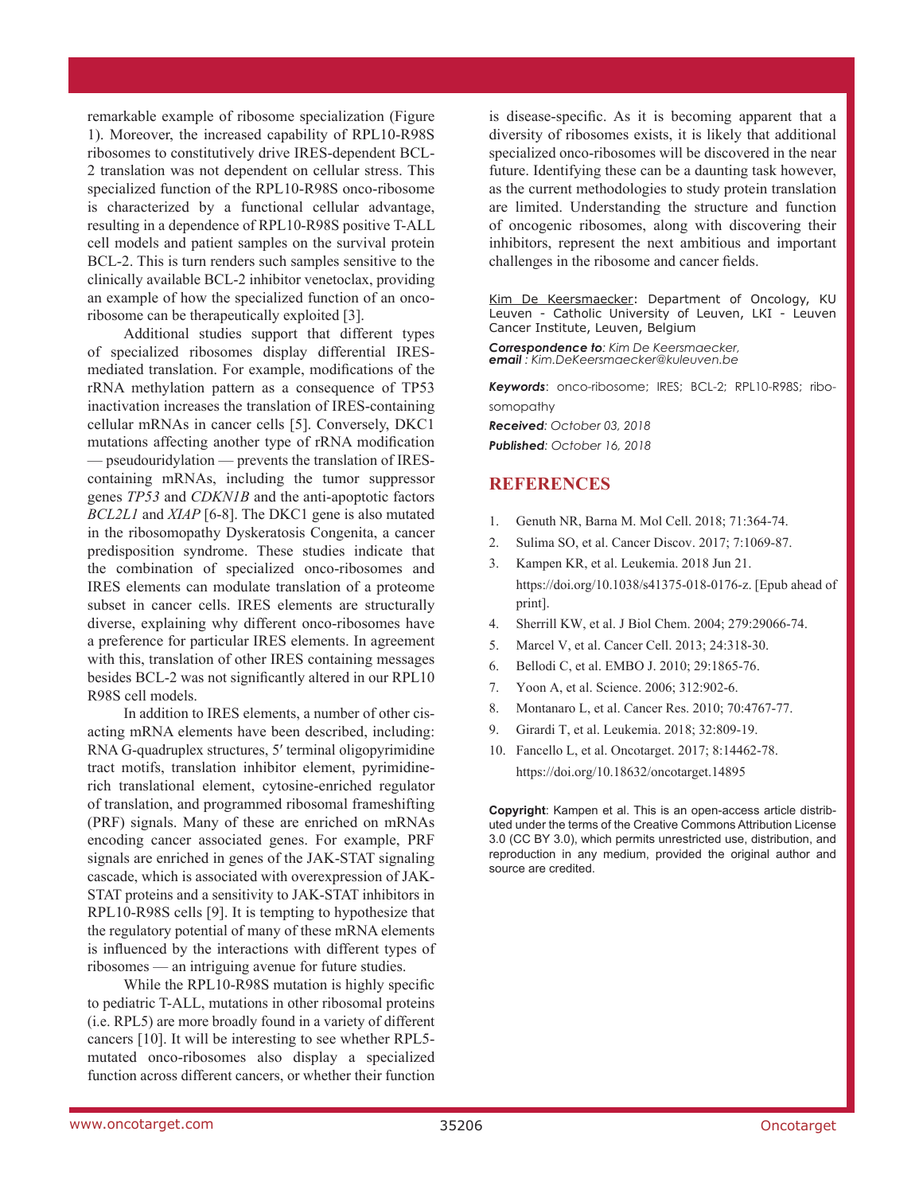remarkable example of ribosome specialization (Figure 1). Moreover, the increased capability of RPL10-R98S ribosomes to constitutively drive IRES-dependent BCL-2 translation was not dependent on cellular stress. This specialized function of the RPL10-R98S onco-ribosome is characterized by a functional cellular advantage, resulting in a dependence of RPL10-R98S positive T-ALL cell models and patient samples on the survival protein BCL-2. This is turn renders such samples sensitive to the clinically available BCL-2 inhibitor venetoclax, providing an example of how the specialized function of an onco-ribosome can be therapeutically exploited [3].

Additional studies support that different types of specialized ribosomes display differential IRES-mediated translation. For example, modifications of the rRNA methylation pattern as a consequence of TP53 inactivation increases the translation of IRES-containing cellular mRNAs in cancer cells [5]. Conversely, DKC1 mutations affecting another type of rRNA modification — pseudouridylation — prevents the translation of IRES-containing mRNAs, including the tumor suppressor genes *TP53* and *CDKN1B* and the anti-apoptotic factors *BCL2L1* and *XIAP* [6-8]. The DKC1 gene is also mutated in the ribosomopathy Dyskeratosis Congenita, a cancer predisposition syndrome. These studies indicate that the combination of specialized onco-ribosomes and IRES elements can modulate translation of a proteome subset in cancer cells. IRES elements are structurally diverse, explaining why different onco-ribosomes have a preference for particular IRES elements. In agreement with this, translation of other IRES containing messages besides BCL-2 was not significantly altered in our RPL10 R98S cell models.

In addition to IRES elements, a number of other cis-acting mRNA elements have been described, including: RNA G-quadruplex structures, 5′ terminal oligopyrimidine tract motifs, translation inhibitor element, pyrimidine-rich translational element, cytosine-enriched regulator of translation, and programmed ribosomal frameshifting (PRF) signals. Many of these are enriched on mRNAs encoding cancer associated genes. For example, PRF signals are enriched in genes of the JAK-STAT signaling cascade, which is associated with overexpression of JAK-STAT proteins and a sensitivity to JAK-STAT inhibitors in RPL10-R98S cells [9]. It is tempting to hypothesize that the regulatory potential of many of these mRNA elements is influenced by the interactions with different types of ribosomes — an intriguing avenue for future studies.

While the RPL10-R98S mutation is highly specific to pediatric T-ALL, mutations in other ribosomal proteins (i.e. RPL5) are more broadly found in a variety of different cancers [10]. It will be interesting to see whether RPL5-mutated onco-ribosomes also display a specialized function across different cancers, or whether their function is disease-specific. As it is becoming apparent that a diversity of ribosomes exists, it is likely that additional specialized onco-ribosomes will be discovered in the near future. Identifying these can be a daunting task however, as the current methodologies to study protein translation are limited. Understanding the structure and function of oncogenic ribosomes, along with discovering their inhibitors, represent the next ambitious and important challenges in the ribosome and cancer fields.

Kim De Keersmaecker: Department of Oncology, KU Leuven - Catholic University of Leuven, LKI - Leuven Cancer Institute, Leuven, Belgium

***Correspondence to****: Kim De Keersmaecker,*
***email*** *: Kim.DeKeersmaecker@kuleuven.be*

***Keywords***: onco-ribosome; IRES; BCL-2; RPL10-R98S; ribosomopathy

***Received****: October 03, 2018*

***Published****: October 16, 2018*

## REFERENCES

1. Genuth NR, Barna M. Mol Cell. 2018; 71:364-74.
2. Sulima SO, et al. Cancer Discov. 2017; 7:1069-87.
3. Kampen KR, et al. Leukemia. 2018 Jun 21. https://doi.org/10.1038/s41375-018-0176-z. [Epub ahead of print].
4. Sherrill KW, et al. J Biol Chem. 2004; 279:29066-74.
5. Marcel V, et al. Cancer Cell. 2013; 24:318-30.
6. Bellodi C, et al. EMBO J. 2010; 29:1865-76.
7. Yoon A, et al. Science. 2006; 312:902-6.
8. Montanaro L, et al. Cancer Res. 2010; 70:4767-77.
9. Girardi T, et al. Leukemia. 2018; 32:809-19.
10. Fancello L, et al. Oncotarget. 2017; 8:14462-78. https://doi.org/10.18632/oncotarget.14895

**Copyright**: Kampen et al. This is an open-access article distributed under the terms of the Creative Commons Attribution License 3.0 (CC BY 3.0), which permits unrestricted use, distribution, and reproduction in any medium, provided the original author and source are credited.